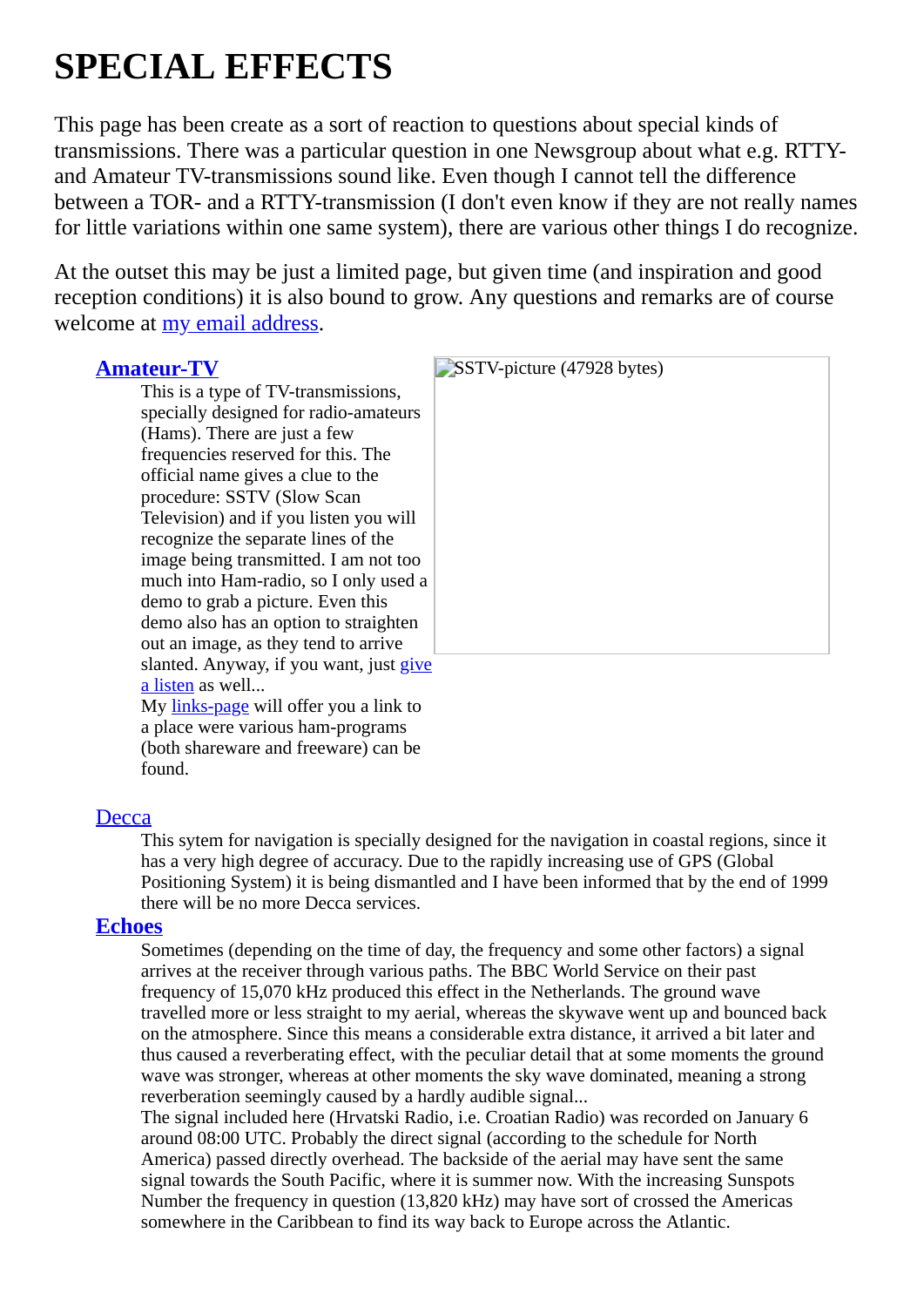# SPECIAL EFFECTS

This page has been create as a sort of reaction to questions about special kinds of transmissions. There was a particular question in one Newsgroup about what e.g. RTTY- and Amateur TV-transmissions sound like. Even though I cannot tell the difference between a TOR- and a RTTY-transmission (I don't even know if they are not really names for little variations within one same system), there are various other things I do recognize.

At the outset this may be just a limited page, but given time (and inspiration and good reception conditions) it is also bound to grow. Any questions and remarks are of course welcome at my email address.

**Amateur-TV**

This is a type of TV-transmissions, specially designed for radio-amateurs (Hams). There are just a few frequencies reserved for this. The official name gives a clue to the procedure: SSTV (Slow Scan Television) and if you listen you will recognize the separate lines of the image being transmitted. I am not too much into Ham-radio, so I only used a demo to grab a picture. Even this demo also has an option to straighten out an image, as they tend to arrive slanted. Anyway, if you want, just give a listen as well...
My links-page will offer you a link to a place were various ham-programs (both shareware and freeware) can be found.

SSTV-picture (47928 bytes)

Decca

This sytem for navigation is specially designed for the navigation in coastal regions, since it has a very high degree of accuracy. Due to the rapidly increasing use of GPS (Global Positioning System) it is being dismantled and I have been informed that by the end of 1999 there will be no more Decca services.

**Echoes**

Sometimes (depending on the time of day, the frequency and some other factors) a signal arrives at the receiver through various paths. The BBC World Service on their past frequency of 15,070 kHz produced this effect in the Netherlands. The ground wave travelled more or less straight to my aerial, whereas the skywave went up and bounced back on the atmosphere. Since this means a considerable extra distance, it arrived a bit later and thus caused a reverberating effect, with the peculiar detail that at some moments the ground wave was stronger, whereas at other moments the sky wave dominated, meaning a strong reverberation seemingly caused by a hardly audible signal...
The signal included here (Hrvatski Radio, i.e. Croatian Radio) was recorded on January 6 around 08:00 UTC. Probably the direct signal (according to the schedule for North America) passed directly overhead. The backside of the aerial may have sent the same signal towards the South Pacific, where it is summer now. With the increasing Sunspots Number the frequency in question (13,820 kHz) may have sort of crossed the Americas somewhere in the Caribbean to find its way back to Europe across the Atlantic.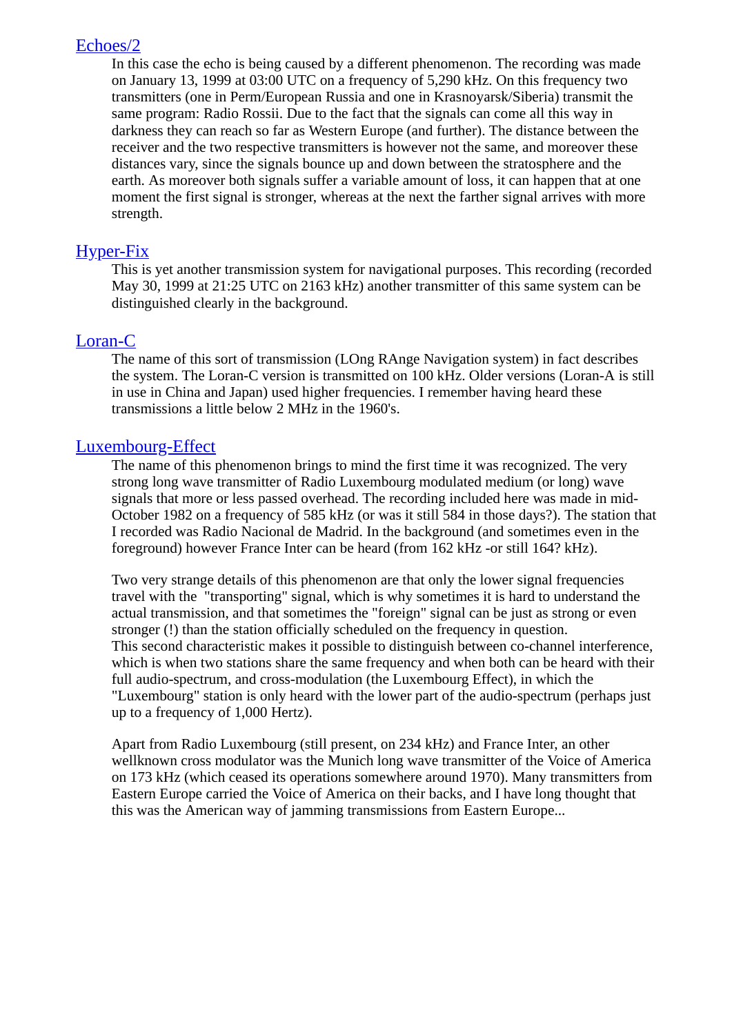## Echoes/2

In this case the echo is being caused by a different phenomenon. The recording was made on January 13, 1999 at 03:00 UTC on a frequency of 5,290 kHz. On this frequency two transmitters (one in Perm/European Russia and one in Krasnoyarsk/Siberia) transmit the same program: Radio Rossii. Due to the fact that the signals can come all this way in darkness they can reach so far as Western Europe (and further). The distance between the receiver and the two respective transmitters is however not the same, and moreover these distances vary, since the signals bounce up and down between the stratosphere and the earth. As moreover both signals suffer a variable amount of loss, it can happen that at one moment the first signal is stronger, whereas at the next the farther signal arrives with more strength.

## Hyper-Fix

This is yet another transmission system for navigational purposes. This recording (recorded May 30, 1999 at 21:25 UTC on 2163 kHz) another transmitter of this same system can be distinguished clearly in the background.

## Loran-C

The name of this sort of transmission (LOng RAnge Navigation system) in fact describes the system. The Loran-C version is transmitted on 100 kHz. Older versions (Loran-A is still in use in China and Japan) used higher frequencies. I remember having heard these transmissions a little below 2 MHz in the 1960's.

## Luxembourg-Effect

The name of this phenomenon brings to mind the first time it was recognized. The very strong long wave transmitter of Radio Luxembourg modulated medium (or long) wave signals that more or less passed overhead. The recording included here was made in mid-October 1982 on a frequency of 585 kHz (or was it still 584 in those days?). The station that I recorded was Radio Nacional de Madrid. In the background (and sometimes even in the foreground) however France Inter can be heard (from 162 kHz -or still 164? kHz).

Two very strange details of this phenomenon are that only the lower signal frequencies travel with the "transporting" signal, which is why sometimes it is hard to understand the actual transmission, and that sometimes the "foreign" signal can be just as strong or even stronger (!) than the station officially scheduled on the frequency in question.
This second characteristic makes it possible to distinguish between co-channel interference, which is when two stations share the same frequency and when both can be heard with their full audio-spectrum, and cross-modulation (the Luxembourg Effect), in which the "Luxembourg" station is only heard with the lower part of the audio-spectrum (perhaps just up to a frequency of 1,000 Hertz).

Apart from Radio Luxembourg (still present, on 234 kHz) and France Inter, an other wellknown cross modulator was the Munich long wave transmitter of the Voice of America on 173 kHz (which ceased its operations somewhere around 1970). Many transmitters from Eastern Europe carried the Voice of America on their backs, and I have long thought that this was the American way of jamming transmissions from Eastern Europe...